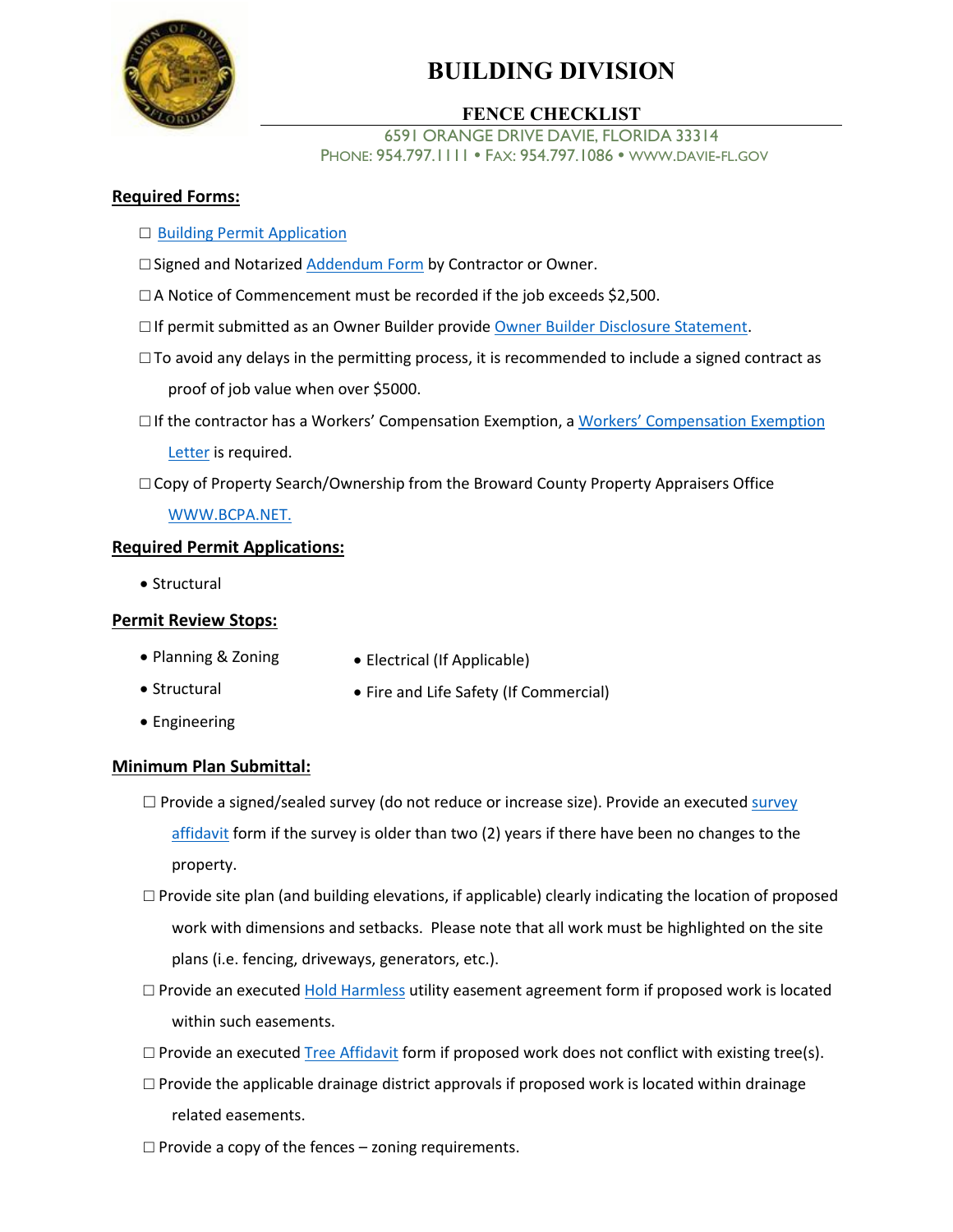# BUILDING DIVISION

## FENCE CHECKLIST

6591 ORANGE DRIVE DAVIE, FLORIDA 33314
PHONE: 954.797.1111 • FAX: 954.797.1086 • WWW.DAVIE-FL.GOV

**Required Forms:**

- ☐ Building Permit Application
- ☐ Signed and Notarized Addendum Form by Contractor or Owner.
- ☐ A Notice of Commencement must be recorded if the job exceeds $2,500.
- ☐ If permit submitted as an Owner Builder provide Owner Builder Disclosure Statement.
- ☐ To avoid any delays in the permitting process, it is recommended to include a signed contract as proof of job value when over $5000.
- ☐ If the contractor has a Workers' Compensation Exemption, a Workers' Compensation Exemption Letter is required.
- ☐ Copy of Property Search/Ownership from the Broward County Property Appraisers Office WWW.BCPA.NET.

**Required Permit Applications:**

- Structural

**Permit Review Stops:**

- Planning & Zoning
- Structural
- Engineering
- Electrical (If Applicable)
- Fire and Life Safety (If Commercial)

**Minimum Plan Submittal:**

- ☐ Provide a signed/sealed survey (do not reduce or increase size). Provide an executed survey affidavit form if the survey is older than two (2) years if there have been no changes to the property.
- ☐ Provide site plan (and building elevations, if applicable) clearly indicating the location of proposed work with dimensions and setbacks. Please note that all work must be highlighted on the site plans (i.e. fencing, driveways, generators, etc.).
- ☐ Provide an executed Hold Harmless utility easement agreement form if proposed work is located within such easements.
- ☐ Provide an executed Tree Affidavit form if proposed work does not conflict with existing tree(s).
- ☐ Provide the applicable drainage district approvals if proposed work is located within drainage related easements.
- ☐ Provide a copy of the fences – zoning requirements.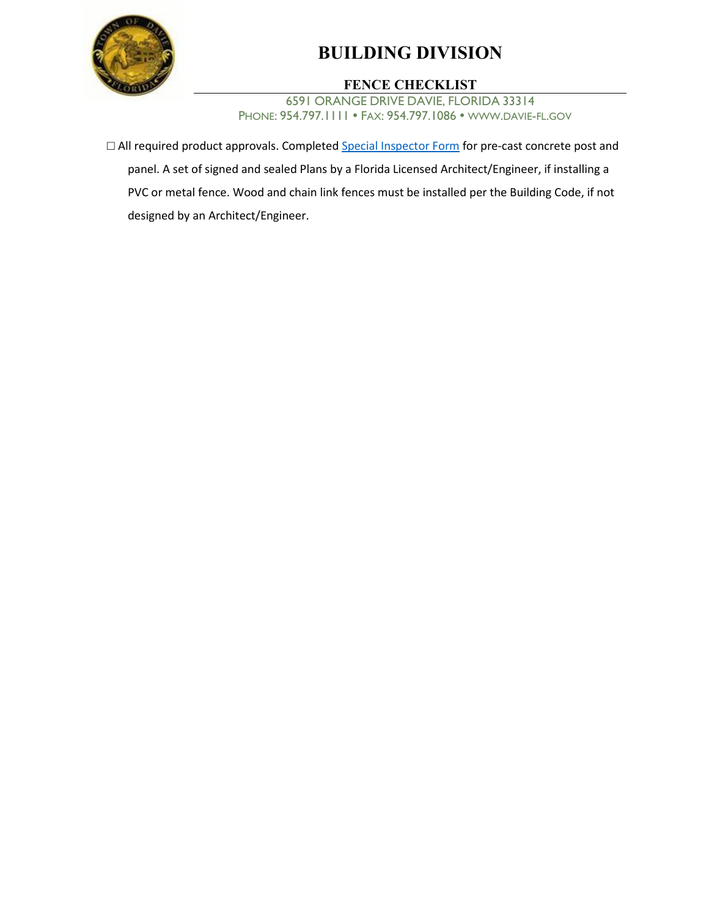# BUILDING DIVISION

## FENCE CHECKLIST

6591 ORANGE DRIVE DAVIE, FLORIDA 33314
PHONE: 954.797.1111 • FAX: 954.797.1086 • WWW.DAVIE-FL.GOV

☐ All required product approvals. Completed Special Inspector Form for pre-cast concrete post and panel. A set of signed and sealed Plans by a Florida Licensed Architect/Engineer, if installing a PVC or metal fence. Wood and chain link fences must be installed per the Building Code, if not designed by an Architect/Engineer.